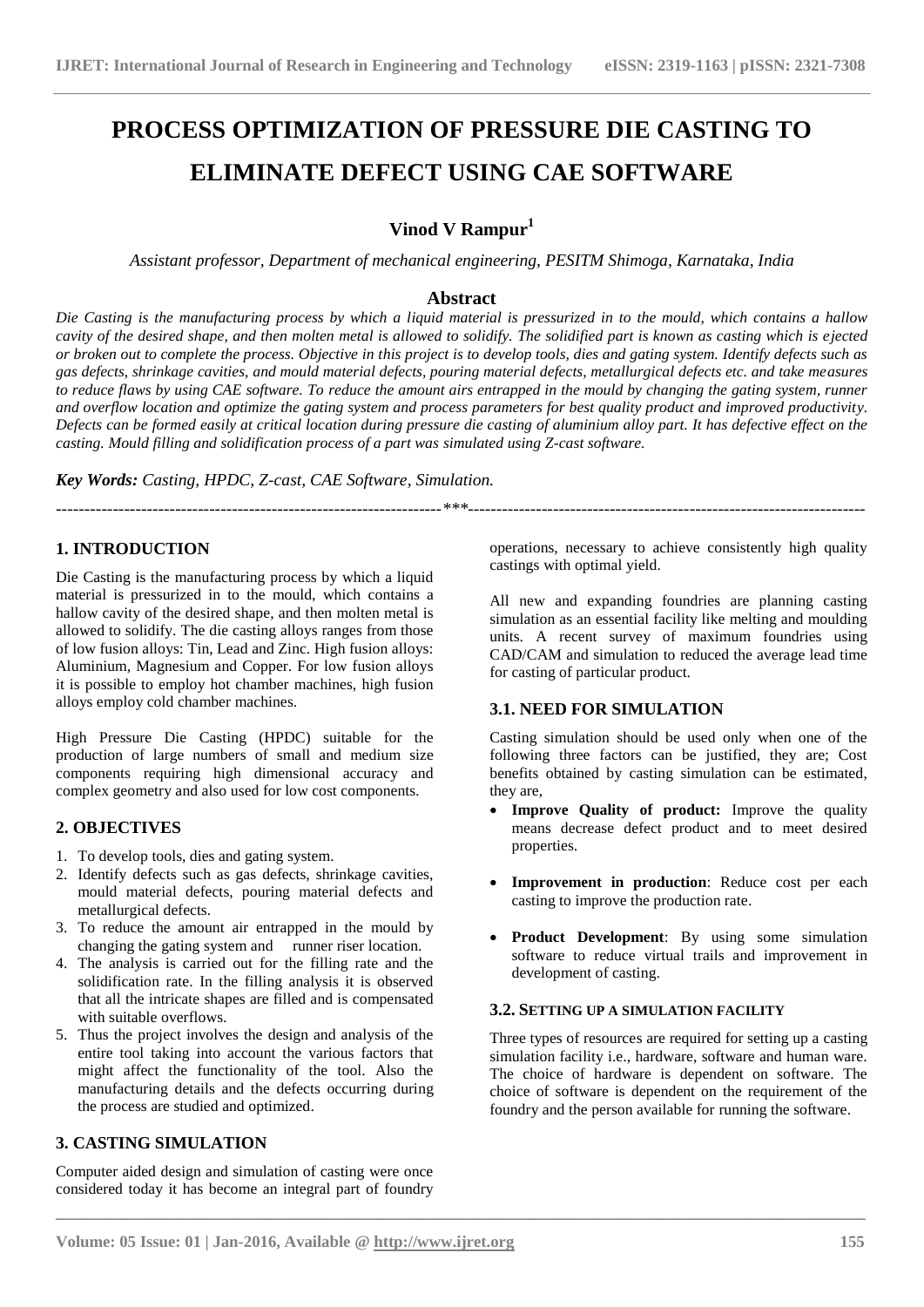# PROCESS OPTIMIZATION OF PRESSURE DIE CASTING TO ELIMINATE DEFECT USING CAE SOFTWARE

**Vinod V Rampur[1]**

*Assistant professor, Department of mechanical engineering, PESITM Shimoga, Karnataka, India*

## Abstract

*Die Casting is the manufacturing process by which a liquid material is pressurized in to the mould, which contains a hallow cavity of the desired shape, and then molten metal is allowed to solidify. The solidified part is known as casting which is ejected or broken out to complete the process. Objective in this project is to develop tools, dies and gating system. Identify defects such as gas defects, shrinkage cavities, and mould material defects, pouring material defects, metallurgical defects etc. and take measures to reduce flaws by using CAE software. To reduce the amount airs entrapped in the mould by changing the gating system, runner and overflow location and optimize the gating system and process parameters for best quality product and improved productivity. Defects can be formed easily at critical location during pressure die casting of aluminium alloy part. It has defective effect on the casting. Mould filling and solidification process of a part was simulated using Z-cast software.*

***Key Words:*** *Casting, HPDC, Z-cast, CAE Software, Simulation.*

---

## 1. INTRODUCTION

Die Casting is the manufacturing process by which a liquid material is pressurized in to the mould, which contains a hallow cavity of the desired shape, and then molten metal is allowed to solidify. The die casting alloys ranges from those of low fusion alloys: Tin, Lead and Zinc. High fusion alloys: Aluminium, Magnesium and Copper. For low fusion alloys it is possible to employ hot chamber machines, high fusion alloys employ cold chamber machines.

High Pressure Die Casting (HPDC) suitable for the production of large numbers of small and medium size components requiring high dimensional accuracy and complex geometry and also used for low cost components.

## 2. OBJECTIVES

1. To develop tools, dies and gating system.
2. Identify defects such as gas defects, shrinkage cavities, mould material defects, pouring material defects and metallurgical defects.
3. To reduce the amount air entrapped in the mould by changing the gating system and runner riser location.
4. The analysis is carried out for the filling rate and the solidification rate. In the filling analysis it is observed that all the intricate shapes are filled and is compensated with suitable overflows.
5. Thus the project involves the design and analysis of the entire tool taking into account the various factors that might affect the functionality of the tool. Also the manufacturing details and the defects occurring during the process are studied and optimized.

## 3. CASTING SIMULATION

Computer aided design and simulation of casting were once considered today it has become an integral part of foundry operations, necessary to achieve consistently high quality castings with optimal yield.

All new and expanding foundries are planning casting simulation as an essential facility like melting and moulding units. A recent survey of maximum foundries using CAD/CAM and simulation to reduced the average lead time for casting of particular product.

### 3.1. NEED FOR SIMULATION

Casting simulation should be used only when one of the following three factors can be justified, they are; Cost benefits obtained by casting simulation can be estimated, they are,

- **Improve Quality of product:** Improve the quality means decrease defect product and to meet desired properties.
- **Improvement in production**: Reduce cost per each casting to improve the production rate.
- **Product Development**: By using some simulation software to reduce virtual trails and improvement in development of casting.

### 3.2. SETTING UP A SIMULATION FACILITY

Three types of resources are required for setting up a casting simulation facility i.e., hardware, software and human ware. The choice of hardware is dependent on software. The choice of software is dependent on the requirement of the foundry and the person available for running the software.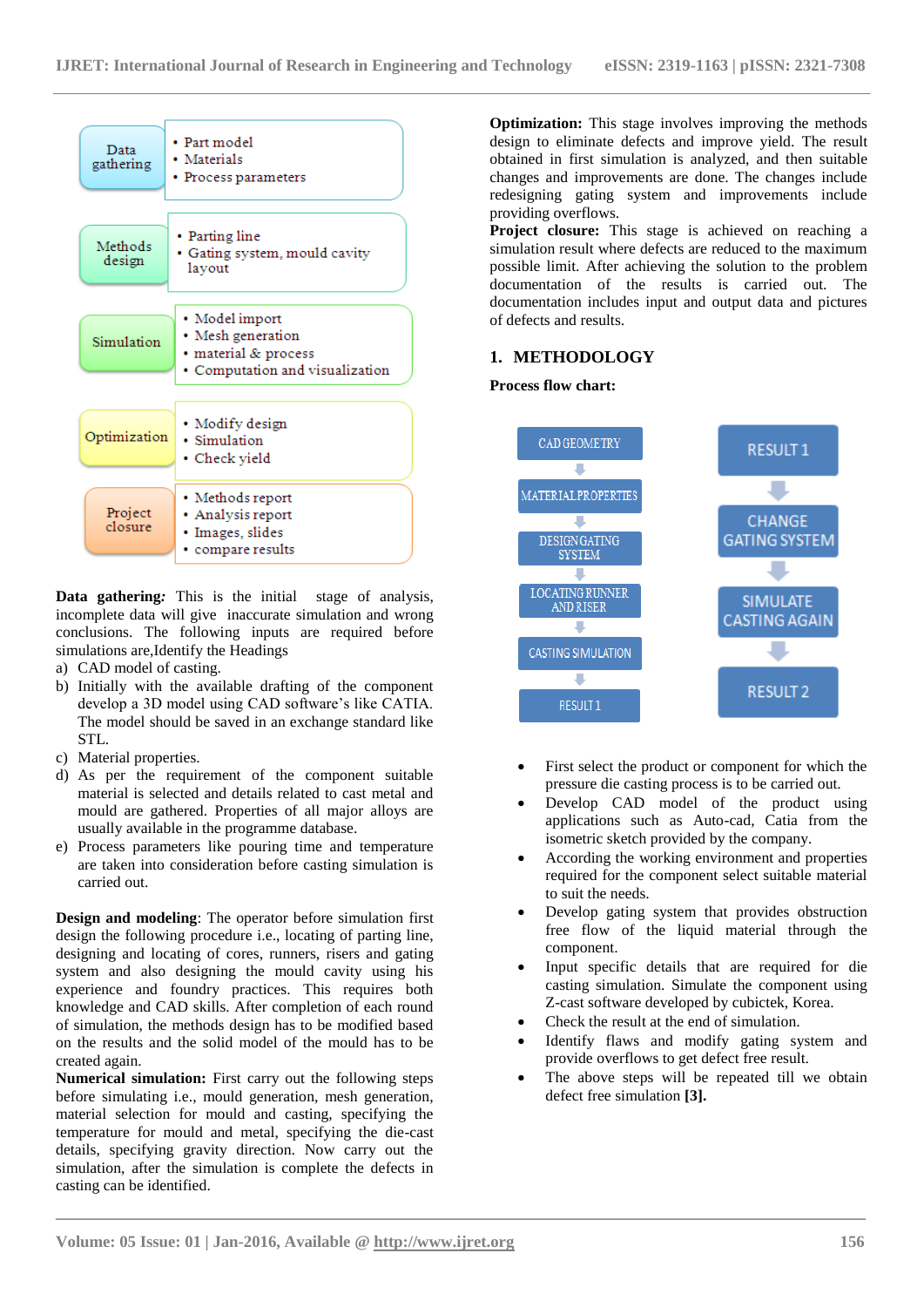| Stage | Details |
| --- | --- |
| Data gathering | • Part model<br>• Materials<br>• Process parameters |
| Methods design | • Parting line<br>• Gating system, mould cavity layout |
| Simulation | • Model import<br>• Mesh generation<br>• material & process<br>• Computation and visualization |
| Optimization | • Modify design<br>• Simulation<br>• Check yield |
| Project closure | • Methods report<br>• Analysis report<br>• Images, slides<br>• compare results |

**Data gathering*:*** This is the initial stage of analysis, incomplete data will give inaccurate simulation and wrong conclusions. The following inputs are required before simulations are,Identify the Headings

a) CAD model of casting.
b) Initially with the available drafting of the component develop a 3D model using CAD software's like CATIA. The model should be saved in an exchange standard like STL.
c) Material properties.
d) As per the requirement of the component suitable material is selected and details related to cast metal and mould are gathered. Properties of all major alloys are usually available in the programme database.
e) Process parameters like pouring time and temperature are taken into consideration before casting simulation is carried out.

**Design and modeling**: The operator before simulation first design the following procedure i.e., locating of parting line, designing and locating of cores, runners, risers and gating system and also designing the mould cavity using his experience and foundry practices. This requires both knowledge and CAD skills. After completion of each round of simulation, the methods design has to be modified based on the results and the solid model of the mould has to be created again.

**Numerical simulation:** First carry out the following steps before simulating i.e., mould generation, mesh generation, material selection for mould and casting, specifying the temperature for mould and metal, specifying the die-cast details, specifying gravity direction. Now carry out the simulation, after the simulation is complete the defects in casting can be identified.

**Optimization:** This stage involves improving the methods design to eliminate defects and improve yield. The result obtained in first simulation is analyzed, and then suitable changes and improvements are done. The changes include redesigning gating system and improvements include providing overflows.

**Project closure:** This stage is achieved on reaching a simulation result where defects are reduced to the maximum possible limit. After achieving the solution to the problem documentation of the results is carried out. The documentation includes input and output data and pictures of defects and results.

## 1. METHODOLOGY

**Process flow chart:**

CAD GEOMETRY → MATERIAL PROPERTIES → DESIGN GATING SYSTEM → LOCATING RUNNER AND RISER → CASTING SIMULATION → RESULT 1

RESULT 1 → CHANGE GATING SYSTEM → SIMULATE CASTING AGAIN → RESULT 2

- First select the product or component for which the pressure die casting process is to be carried out.
- Develop CAD model of the product using applications such as Auto-cad, Catia from the isometric sketch provided by the company.
- According the working environment and properties required for the component select suitable material to suit the needs.
- Develop gating system that provides obstruction free flow of the liquid material through the component.
- Input specific details that are required for die casting simulation. Simulate the component using Z-cast software developed by cubictek, Korea.
- Check the result at the end of simulation.
- Identify flaws and modify gating system and provide overflows to get defect free result.
- The above steps will be repeated till we obtain defect free simulation **[3].**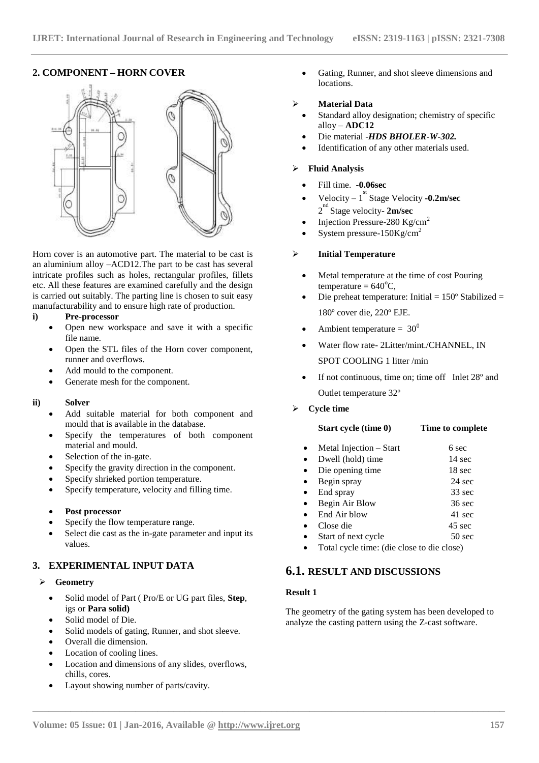## 2. COMPONENT – HORN COVER

Horn cover is an automotive part. The material to be cast is an aluminium alloy –ACD12.The part to be cast has several intricate profiles such as holes, rectangular profiles, fillets etc. All these features are examined carefully and the design is carried out suitably. The parting line is chosen to suit easy manufacturability and to ensure high rate of production.

**i) Pre-processor**

- Open new workspace and save it with a specific file name.
- Open the STL files of the Horn cover component, runner and overflows.
- Add mould to the component.
- Generate mesh for the component.

**ii) Solver**

- Add suitable material for both component and mould that is available in the database.
- Specify the temperatures of both component material and mould.
- Selection of the in-gate.
- Specify the gravity direction in the component.
- Specify shrieked portion temperature.
- Specify temperature, velocity and filling time.

- **Post processor**
- Specify the flow temperature range.
- Select die cast as the in-gate parameter and input its values.

## 3. EXPERIMENTAL INPUT DATA

➢ **Geometry**

- Solid model of Part ( Pro/E or UG part files, **Step**, igs or **Para solid)**
- Solid model of Die.
- Solid models of gating, Runner, and shot sleeve.
- Overall die dimension.
- Location of cooling lines.
- Location and dimensions of any slides, overflows, chills, cores.
- Layout showing number of parts/cavity.
- Gating, Runner, and shot sleeve dimensions and locations.

➢ **Material Data**

- Standard alloy designation; chemistry of specific alloy – **ADC12**
- Die material -***HDS BHOLER-W-302.***
- Identification of any other materials used.

➢ **Fluid Analysis**

- Fill time. **-0.06sec**
- Velocity – 1$^{st}$ Stage Velocity **-0.2m/sec** 2$^{nd}$ Stage velocity- **2m/sec**
- Injection Pressure-280 Kg/cm$^2$
- System pressure-150Kg/cm$^2$

➢ **Initial Temperature**

- Metal temperature at the time of cost Pouring temperature = 640$^o$C,
- Die preheat temperature: Initial = 150º Stabilized = 180º cover die, 220º EJE.
- Ambient temperature = 30$^0$
- Water flow rate- 2Litter/mint./CHANNEL, IN SPOT COOLING 1 litter /min
- If not continuous, time on; time off Inlet 28º and Outlet temperature 32º

➢ **Cycle time**

| Start cycle (time 0) | Time to complete |
|---|---|
| Metal Injection – Start | 6 sec |
| Dwell (hold) time | 14 sec |
| Die opening time | 18 sec |
| Begin spray | 24 sec |
| End spray | 33 sec |
| Begin Air Blow | 36 sec |
| End Air blow | 41 sec |
| Close die | 45 sec |
| Start of next cycle | 50 sec |
| Total cycle time: (die close to die close) | |

## 6.1. RESULT AND DISCUSSIONS

**Result 1**

The geometry of the gating system has been developed to analyze the casting pattern using the Z-cast software.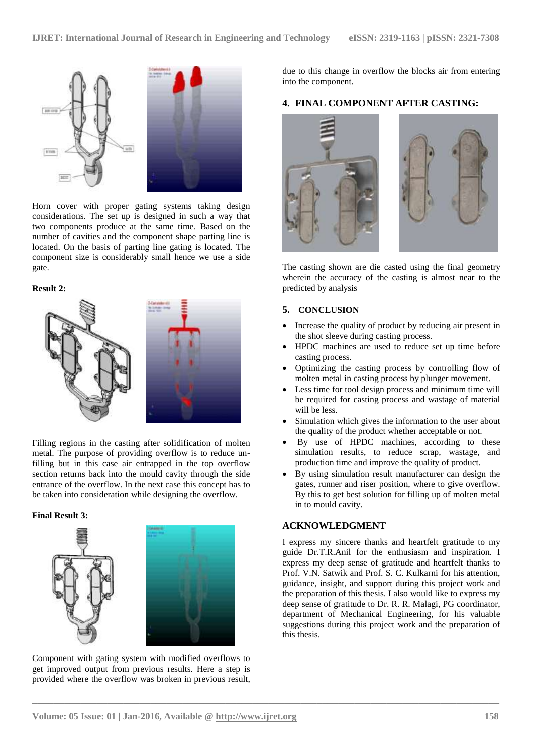Horn cover with proper gating systems taking design considerations. The set up is designed in such a way that two components produce at the same time. Based on the number of cavities and the component shape parting line is located. On the basis of parting line gating is located. The component size is considerably small hence we use a side gate.

**Result 2:**

Filling regions in the casting after solidification of molten metal. The purpose of providing overflow is to reduce un-filling but in this case air entrapped in the top overflow section returns back into the mould cavity through the side entrance of the overflow. In the next case this concept has to be taken into consideration while designing the overflow.

**Final Result 3:**

Component with gating system with modified overflows to get improved output from previous results. Here a step is provided where the overflow was broken in previous result, due to this change in overflow the blocks air from entering into the component.

## 4. FINAL COMPONENT AFTER CASTING:

The casting shown are die casted using the final geometry wherein the accuracy of the casting is almost near to the predicted by analysis

## 5. CONCLUSION

- Increase the quality of product by reducing air present in the shot sleeve during casting process.
- HPDC machines are used to reduce set up time before casting process.
- Optimizing the casting process by controlling flow of molten metal in casting process by plunger movement.
- Less time for tool design process and minimum time will be required for casting process and wastage of material will be less.
- Simulation which gives the information to the user about the quality of the product whether acceptable or not.
- By use of HPDC machines, according to these simulation results, to reduce scrap, wastage, and production time and improve the quality of product.
- By using simulation result manufacturer can design the gates, runner and riser position, where to give overflow. By this to get best solution for filling up of molten metal in to mould cavity.

## ACKNOWLEDGMENT

I express my sincere thanks and heartfelt gratitude to my guide Dr.T.R.Anil for the enthusiasm and inspiration. I express my deep sense of gratitude and heartfelt thanks to Prof. V.N. Satwik and Prof. S. C. Kulkarni for his attention, guidance, insight, and support during this project work and the preparation of this thesis. I also would like to express my deep sense of gratitude to Dr. R. R. Malagi, PG coordinator, department of Mechanical Engineering, for his valuable suggestions during this project work and the preparation of this thesis.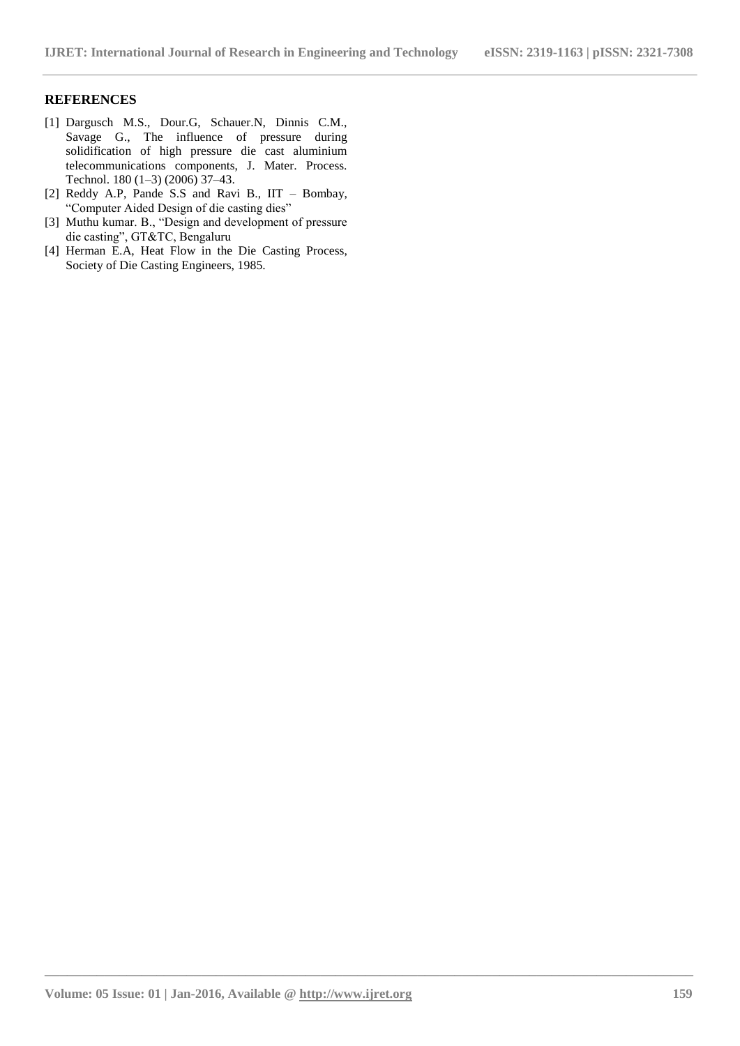## REFERENCES

[1] Dargusch M.S., Dour.G, Schauer.N, Dinnis C.M., Savage G., The influence of pressure during solidification of high pressure die cast aluminium telecommunications components, J. Mater. Process. Technol. 180 (1–3) (2006) 37–43.

[2] Reddy A.P, Pande S.S and Ravi B., IIT – Bombay, "Computer Aided Design of die casting dies"

[3] Muthu kumar. B., "Design and development of pressure die casting", GT&TC, Bengaluru

[4] Herman E.A, Heat Flow in the Die Casting Process, Society of Die Casting Engineers, 1985.